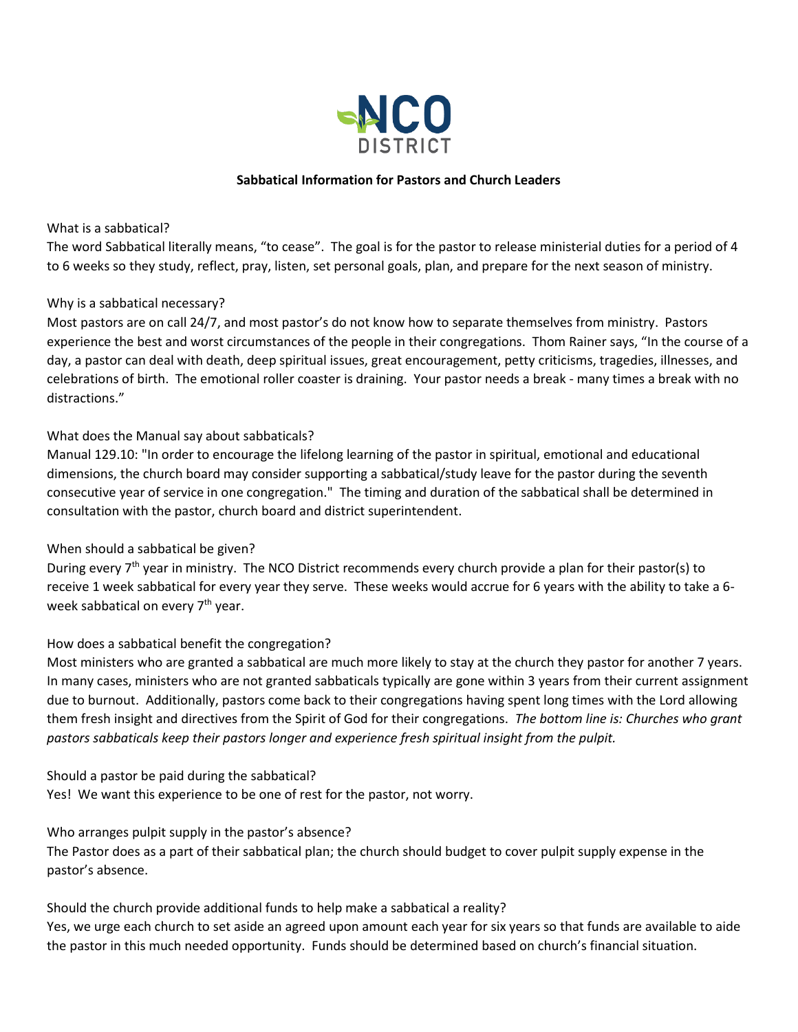# Sabbatical Information for Pastors and Church Leaders

What is a sabbatical?

The word Sabbatical literally means, "to cease". The goal is for the pastor to release ministerial duties for a period of 4 to 6 weeks so they study, reflect, pray, listen, set personal goals, plan, and prepare for the next season of ministry.

Why is a sabbatical necessary?

Most pastors are on call 24/7, and most pastor's do not know how to separate themselves from ministry. Pastors experience the best and worst circumstances of the people in their congregations. Thom Rainer says, "In the course of a day, a pastor can deal with death, deep spiritual issues, great encouragement, petty criticisms, tragedies, illnesses, and celebrations of birth. The emotional roller coaster is draining. Your pastor needs a break - many times a break with no distractions."

What does the Manual say about sabbaticals?

Manual 129.10: "In order to encourage the lifelong learning of the pastor in spiritual, emotional and educational dimensions, the church board may consider supporting a sabbatical/study leave for the pastor during the seventh consecutive year of service in one congregation." The timing and duration of the sabbatical shall be determined in consultation with the pastor, church board and district superintendent.

When should a sabbatical be given?

During every 7th year in ministry. The NCO District recommends every church provide a plan for their pastor(s) to receive 1 week sabbatical for every year they serve. These weeks would accrue for 6 years with the ability to take a 6-week sabbatical on every 7th year.

How does a sabbatical benefit the congregation?

Most ministers who are granted a sabbatical are much more likely to stay at the church they pastor for another 7 years. In many cases, ministers who are not granted sabbaticals typically are gone within 3 years from their current assignment due to burnout. Additionally, pastors come back to their congregations having spent long times with the Lord allowing them fresh insight and directives from the Spirit of God for their congregations. *The bottom line is: Churches who grant pastors sabbaticals keep their pastors longer and experience fresh spiritual insight from the pulpit.*

Should a pastor be paid during the sabbatical?

Yes! We want this experience to be one of rest for the pastor, not worry.

Who arranges pulpit supply in the pastor's absence?

The Pastor does as a part of their sabbatical plan; the church should budget to cover pulpit supply expense in the pastor's absence.

Should the church provide additional funds to help make a sabbatical a reality?

Yes, we urge each church to set aside an agreed upon amount each year for six years so that funds are available to aide the pastor in this much needed opportunity. Funds should be determined based on church's financial situation.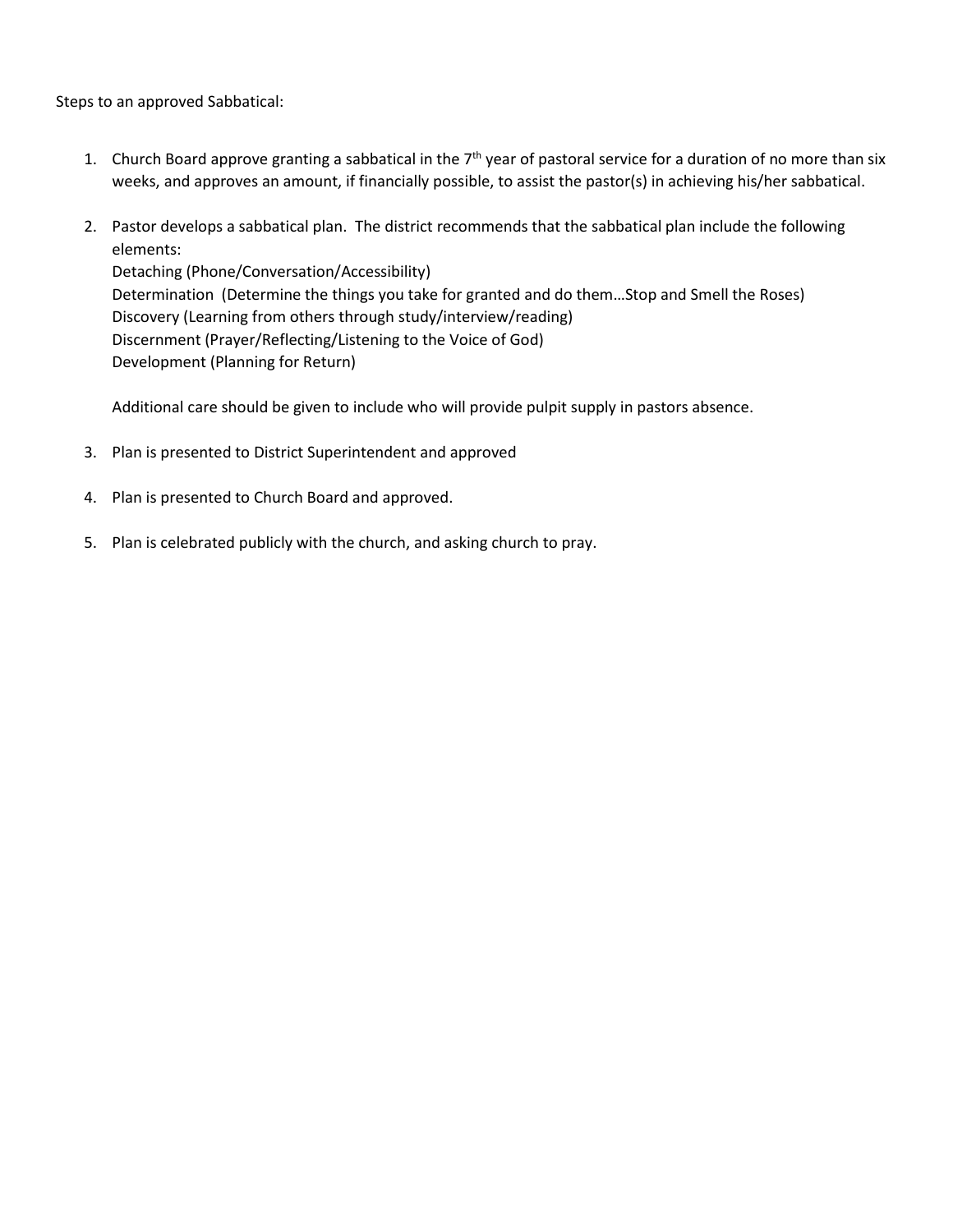Steps to an approved Sabbatical:

1. Church Board approve granting a sabbatical in the 7th year of pastoral service for a duration of no more than six weeks, and approves an amount, if financially possible, to assist the pastor(s) in achieving his/her sabbatical.

2. Pastor develops a sabbatical plan. The district recommends that the sabbatical plan include the following elements:
   Detaching (Phone/Conversation/Accessibility)
   Determination (Determine the things you take for granted and do them…Stop and Smell the Roses)
   Discovery (Learning from others through study/interview/reading)
   Discernment (Prayer/Reflecting/Listening to the Voice of God)
   Development (Planning for Return)

   Additional care should be given to include who will provide pulpit supply in pastors absence.

3. Plan is presented to District Superintendent and approved

4. Plan is presented to Church Board and approved.

5. Plan is celebrated publicly with the church, and asking church to pray.